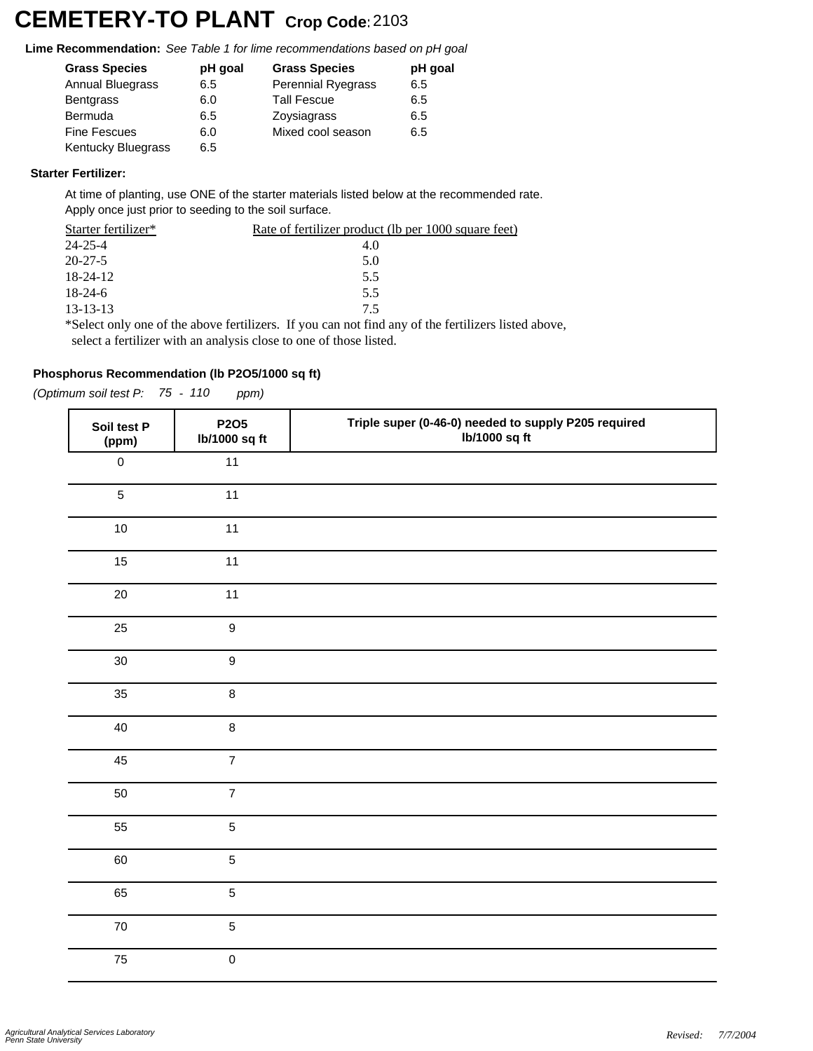# CEMETERY-TO PLANT Crop Code: 2103

**Lime Recommendation:** *See Table 1 for lime recommendations based on pH goal*

| Grass Species | pH goal | Grass Species | pH goal |
|---|---|---|---|
| Annual Bluegrass | 6.5 | Perennial Ryegrass | 6.5 |
| Bentgrass | 6.0 | Tall Fescue | 6.5 |
| Bermuda | 6.5 | Zoysiagrass | 6.5 |
| Fine Fescues | 6.0 | Mixed cool season | 6.5 |
| Kentucky Bluegrass | 6.5 | | |

**Starter Fertilizer:**

At time of planting, use ONE of the starter materials listed below at the recommended rate.
Apply once just prior to seeding to the soil surface.

| Starter fertilizer* | Rate of fertilizer product (lb per 1000 square feet) |
|---|---|
| 24-25-4 | 4.0 |
| 20-27-5 | 5.0 |
| 18-24-12 | 5.5 |
| 18-24-6 | 5.5 |
| 13-13-13 | 7.5 |

*Select only one of the above fertilizers. If you can not find any of the fertilizers listed above, select a fertilizer with an analysis close to one of those listed.

**Phosphorus Recommendation (lb P2O5/1000 sq ft)**

*(Optimum soil test P: 75 - 110 ppm)*

| Soil test P (ppm) | P2O5 lb/1000 sq ft | Triple super (0-46-0) needed to supply P205 required lb/1000 sq ft |
|---|---|---|
| 0 | 11 | |
| 5 | 11 | |
| 10 | 11 | |
| 15 | 11 | |
| 20 | 11 | |
| 25 | 9 | |
| 30 | 9 | |
| 35 | 8 | |
| 40 | 8 | |
| 45 | 7 | |
| 50 | 7 | |
| 55 | 5 | |
| 60 | 5 | |
| 65 | 5 | |
| 70 | 5 | |
| 75 | 0 | |

*Agricultural Analytical Services Laboratory*
*Penn State University*

*Revised: 7/7/2004*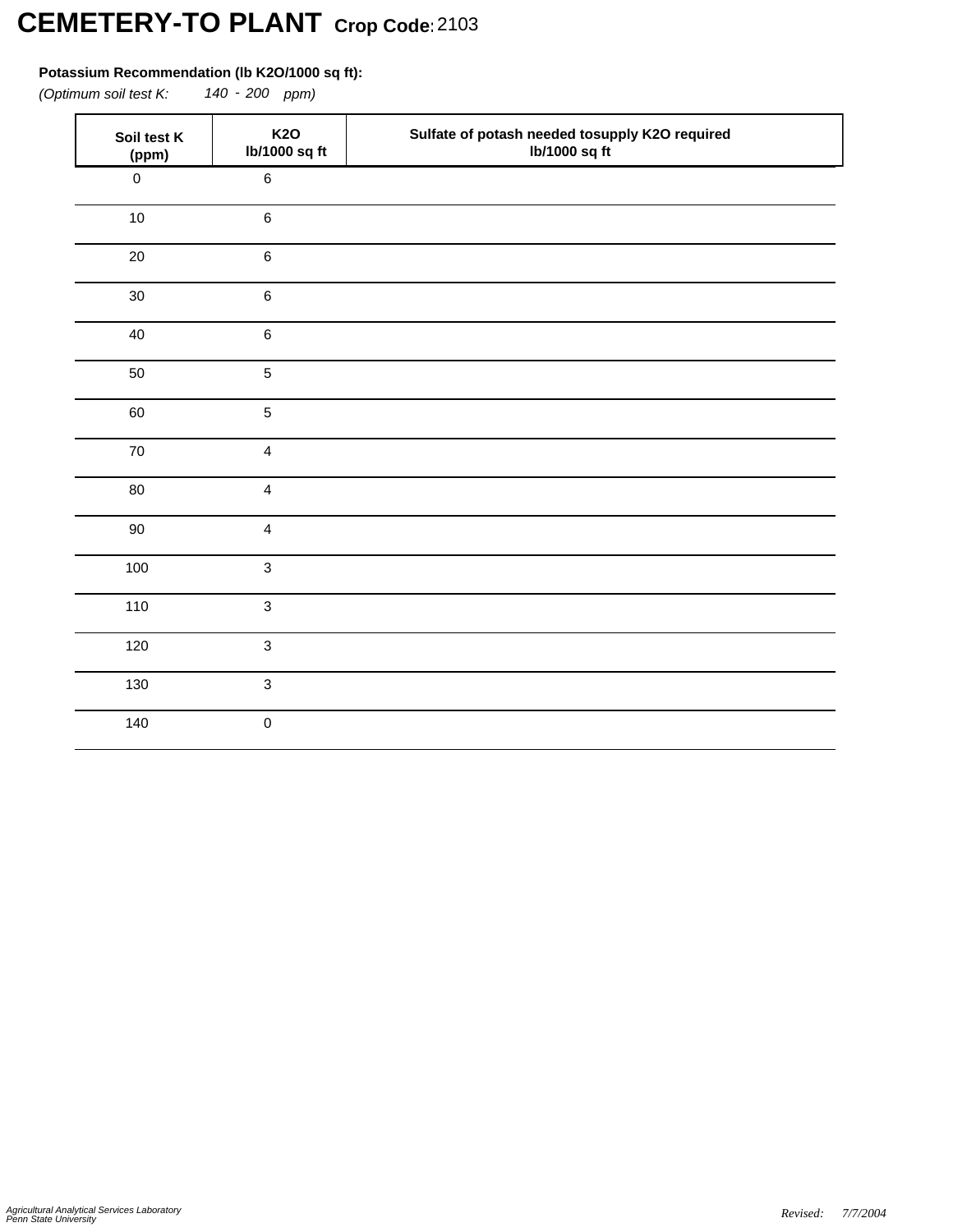# CEMETERY-TO PLANT Crop Code: 2103

**Potassium Recommendation (lb K2O/1000 sq ft):**

*(Optimum soil test K: 140 - 200 ppm)*

| Soil test K (ppm) | K2O lb/1000 sq ft | Sulfate of potash needed tosupply K2O required lb/1000 sq ft |
|---|---|---|
| 0 | 6 | |
| 10 | 6 | |
| 20 | 6 | |
| 30 | 6 | |
| 40 | 6 | |
| 50 | 5 | |
| 60 | 5 | |
| 70 | 4 | |
| 80 | 4 | |
| 90 | 4 | |
| 100 | 3 | |
| 110 | 3 | |
| 120 | 3 | |
| 130 | 3 | |
| 140 | 0 | |

*Agricultural Analytical Services Laboratory*
*Penn State University*

*Revised: 7/7/2004*